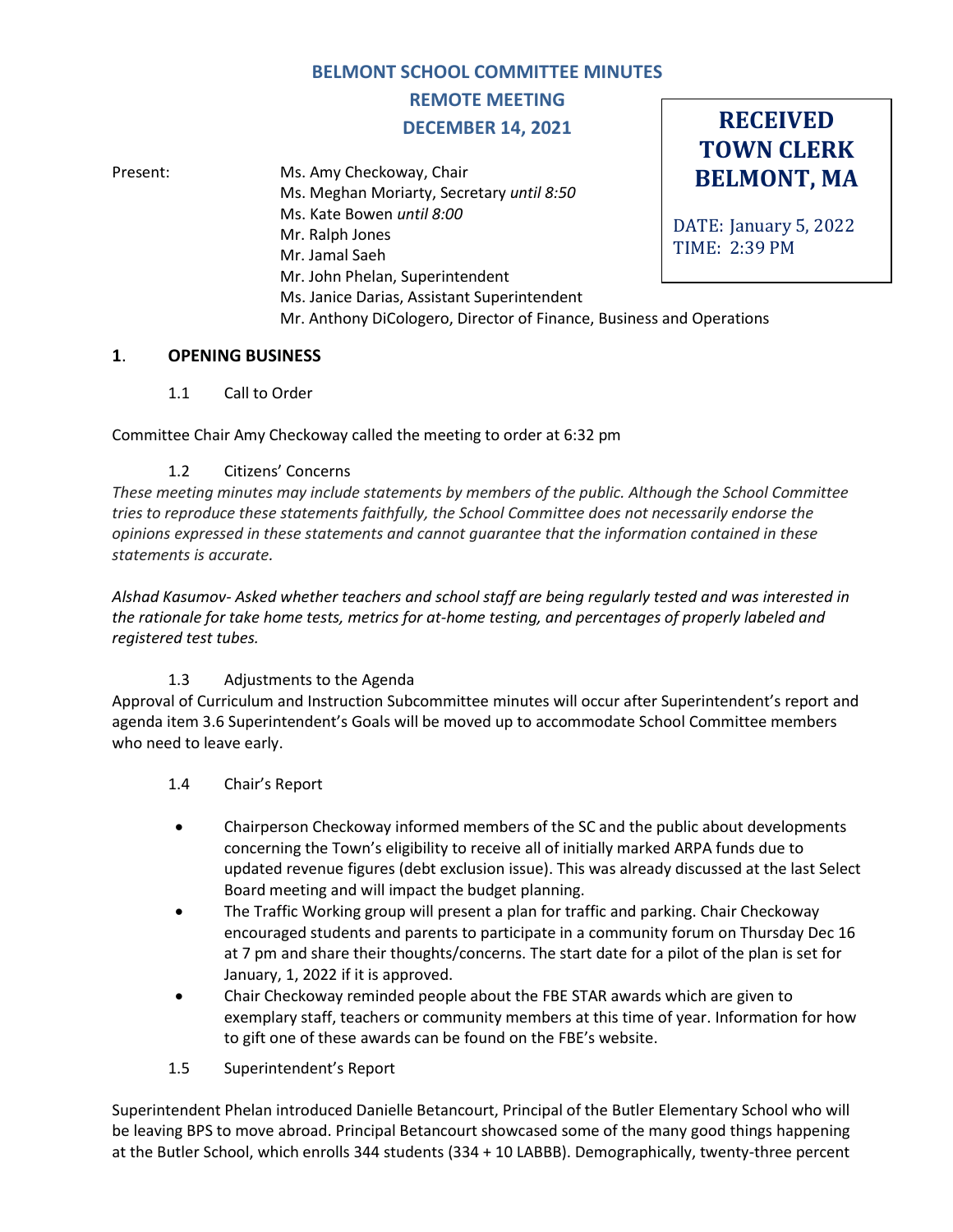# BELMONT SCHOOL COMMITTEE MINUTES
## REMOTE MEETING
## DECEMBER 14, 2021

**RECEIVED TOWN CLERK BELMONT, MA**

DATE: January 5, 2022
TIME: 2:39 PM

Present:
- Ms. Amy Checkoway, Chair
- Ms. Meghan Moriarty, Secretary *until 8:50*
- Ms. Kate Bowen *until 8:00*
- Mr. Ralph Jones
- Mr. Jamal Saeh
- Mr. John Phelan, Superintendent
- Ms. Janice Darias, Assistant Superintendent
- Mr. Anthony DiCologero, Director of Finance, Business and Operations

## 1. OPENING BUSINESS

1.1 Call to Order

Committee Chair Amy Checkoway called the meeting to order at 6:32 pm

1.2 Citizens' Concerns

*These meeting minutes may include statements by members of the public. Although the School Committee tries to reproduce these statements faithfully, the School Committee does not necessarily endorse the opinions expressed in these statements and cannot guarantee that the information contained in these statements is accurate.*

*Alshad Kasumov- Asked whether teachers and school staff are being regularly tested and was interested in the rationale for take home tests, metrics for at-home testing, and percentages of properly labeled and registered test tubes.*

1.3 Adjustments to the Agenda

Approval of Curriculum and Instruction Subcommittee minutes will occur after Superintendent's report and agenda item 3.6 Superintendent's Goals will be moved up to accommodate School Committee members who need to leave early.

1.4 Chair's Report

- Chairperson Checkoway informed members of the SC and the public about developments concerning the Town's eligibility to receive all of initially marked ARPA funds due to updated revenue figures (debt exclusion issue). This was already discussed at the last Select Board meeting and will impact the budget planning.
- The Traffic Working group will present a plan for traffic and parking. Chair Checkoway encouraged students and parents to participate in a community forum on Thursday Dec 16 at 7 pm and share their thoughts/concerns. The start date for a pilot of the plan is set for January, 1, 2022 if it is approved.
- Chair Checkoway reminded people about the FBE STAR awards which are given to exemplary staff, teachers or community members at this time of year. Information for how to gift one of these awards can be found on the FBE's website.

1.5 Superintendent's Report

Superintendent Phelan introduced Danielle Betancourt, Principal of the Butler Elementary School who will be leaving BPS to move abroad. Principal Betancourt showcased some of the many good things happening at the Butler School, which enrolls 344 students (334 + 10 LABBB). Demographically, twenty-three percent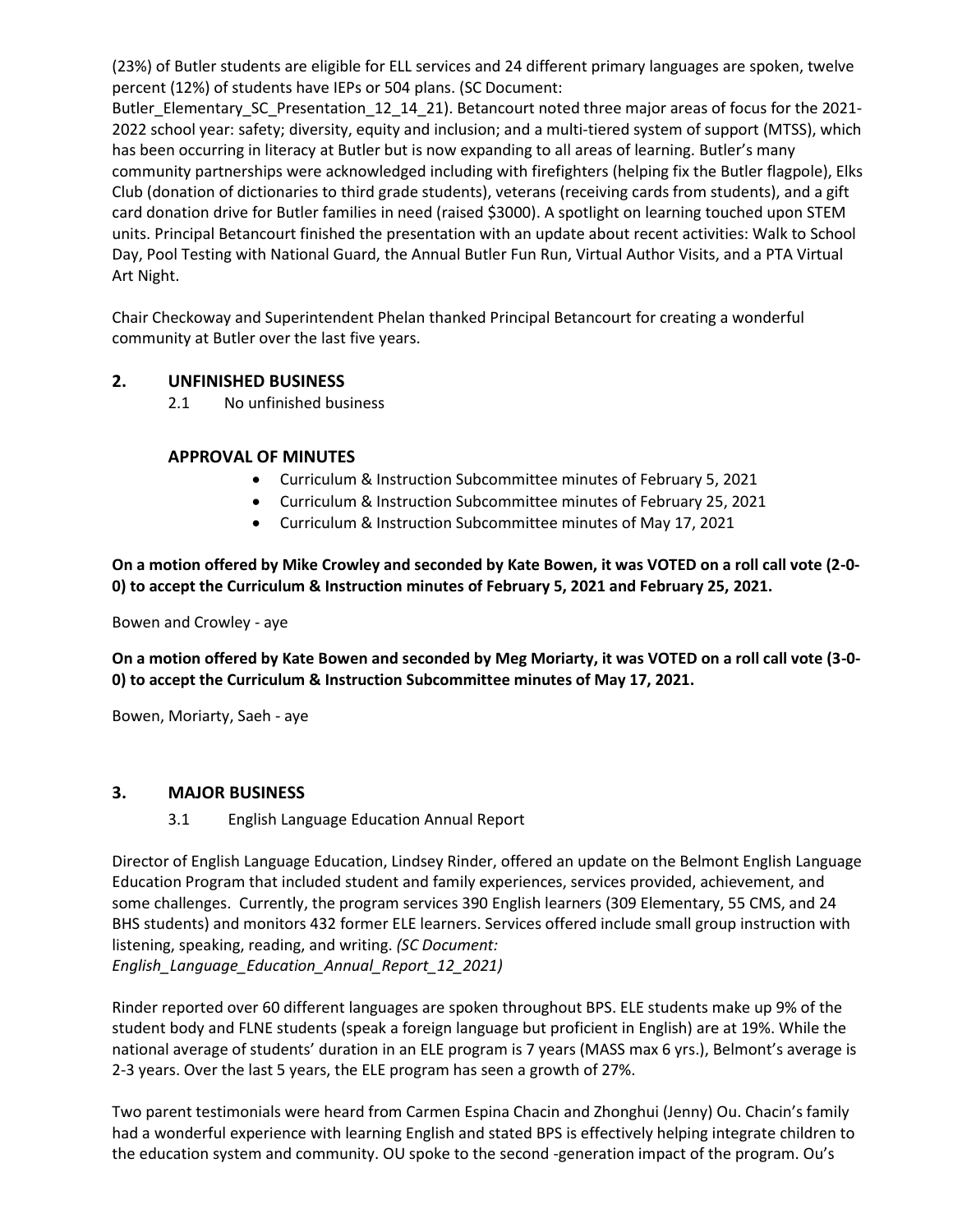(23%) of Butler students are eligible for ELL services and 24 different primary languages are spoken, twelve percent (12%) of students have IEPs or 504 plans. (SC Document: Butler_Elementary_SC_Presentation_12_14_21). Betancourt noted three major areas of focus for the 2021-2022 school year: safety; diversity, equity and inclusion; and a multi-tiered system of support (MTSS), which has been occurring in literacy at Butler but is now expanding to all areas of learning. Butler's many community partnerships were acknowledged including with firefighters (helping fix the Butler flagpole), Elks Club (donation of dictionaries to third grade students), veterans (receiving cards from students), and a gift card donation drive for Butler families in need (raised $3000). A spotlight on learning touched upon STEM units. Principal Betancourt finished the presentation with an update about recent activities: Walk to School Day, Pool Testing with National Guard, the Annual Butler Fun Run, Virtual Author Visits, and a PTA Virtual Art Night.

Chair Checkoway and Superintendent Phelan thanked Principal Betancourt for creating a wonderful community at Butler over the last five years.

## 2. UNFINISHED BUSINESS

2.1 No unfinished business

### APPROVAL OF MINUTES

- Curriculum & Instruction Subcommittee minutes of February 5, 2021
- Curriculum & Instruction Subcommittee minutes of February 25, 2021
- Curriculum & Instruction Subcommittee minutes of May 17, 2021

**On a motion offered by Mike Crowley and seconded by Kate Bowen, it was VOTED on a roll call vote (2-0-0) to accept the Curriculum & Instruction minutes of February 5, 2021 and February 25, 2021.**

Bowen and Crowley - aye

**On a motion offered by Kate Bowen and seconded by Meg Moriarty, it was VOTED on a roll call vote (3-0-0) to accept the Curriculum & Instruction Subcommittee minutes of May 17, 2021.**

Bowen, Moriarty, Saeh - aye

## 3. MAJOR BUSINESS

3.1 English Language Education Annual Report

Director of English Language Education, Lindsey Rinder, offered an update on the Belmont English Language Education Program that included student and family experiences, services provided, achievement, and some challenges. Currently, the program services 390 English learners (309 Elementary, 55 CMS, and 24 BHS students) and monitors 432 former ELE learners. Services offered include small group instruction with listening, speaking, reading, and writing. *(SC Document: English_Language_Education_Annual_Report_12_2021)*

Rinder reported over 60 different languages are spoken throughout BPS. ELE students make up 9% of the student body and FLNE students (speak a foreign language but proficient in English) are at 19%. While the national average of students' duration in an ELE program is 7 years (MASS max 6 yrs.), Belmont's average is 2-3 years. Over the last 5 years, the ELE program has seen a growth of 27%.

Two parent testimonials were heard from Carmen Espina Chacin and Zhonghui (Jenny) Ou. Chacin's family had a wonderful experience with learning English and stated BPS is effectively helping integrate children to the education system and community. OU spoke to the second -generation impact of the program. Ou's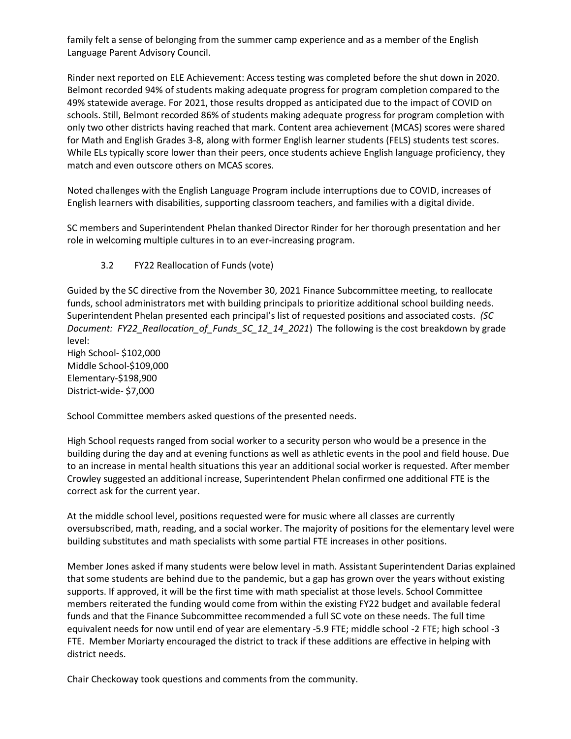family felt a sense of belonging from the summer camp experience and as a member of the English Language Parent Advisory Council.

Rinder next reported on ELE Achievement: Access testing was completed before the shut down in 2020. Belmont recorded 94% of students making adequate progress for program completion compared to the 49% statewide average. For 2021, those results dropped as anticipated due to the impact of COVID on schools. Still, Belmont recorded 86% of students making adequate progress for program completion with only two other districts having reached that mark. Content area achievement (MCAS) scores were shared for Math and English Grades 3-8, along with former English learner students (FELS) students test scores. While ELs typically score lower than their peers, once students achieve English language proficiency, they match and even outscore others on MCAS scores.

Noted challenges with the English Language Program include interruptions due to COVID, increases of English learners with disabilities, supporting classroom teachers, and families with a digital divide.

SC members and Superintendent Phelan thanked Director Rinder for her thorough presentation and her role in welcoming multiple cultures in to an ever-increasing program.

3.2 FY22 Reallocation of Funds (vote)

Guided by the SC directive from the November 30, 2021 Finance Subcommittee meeting, to reallocate funds, school administrators met with building principals to prioritize additional school building needs. Superintendent Phelan presented each principal's list of requested positions and associated costs. *(SC Document: FY22_Reallocation_of_Funds_SC_12_14_2021*) The following is the cost breakdown by grade level:

High School- $102,000
Middle School-$109,000
Elementary-$198,900
District-wide- $7,000

School Committee members asked questions of the presented needs.

High School requests ranged from social worker to a security person who would be a presence in the building during the day and at evening functions as well as athletic events in the pool and field house. Due to an increase in mental health situations this year an additional social worker is requested. After member Crowley suggested an additional increase, Superintendent Phelan confirmed one additional FTE is the correct ask for the current year.

At the middle school level, positions requested were for music where all classes are currently oversubscribed, math, reading, and a social worker. The majority of positions for the elementary level were building substitutes and math specialists with some partial FTE increases in other positions.

Member Jones asked if many students were below level in math. Assistant Superintendent Darias explained that some students are behind due to the pandemic, but a gap has grown over the years without existing supports. If approved, it will be the first time with math specialist at those levels. School Committee members reiterated the funding would come from within the existing FY22 budget and available federal funds and that the Finance Subcommittee recommended a full SC vote on these needs. The full time equivalent needs for now until end of year are elementary -5.9 FTE; middle school -2 FTE; high school -3 FTE. Member Moriarty encouraged the district to track if these additions are effective in helping with district needs.

Chair Checkoway took questions and comments from the community.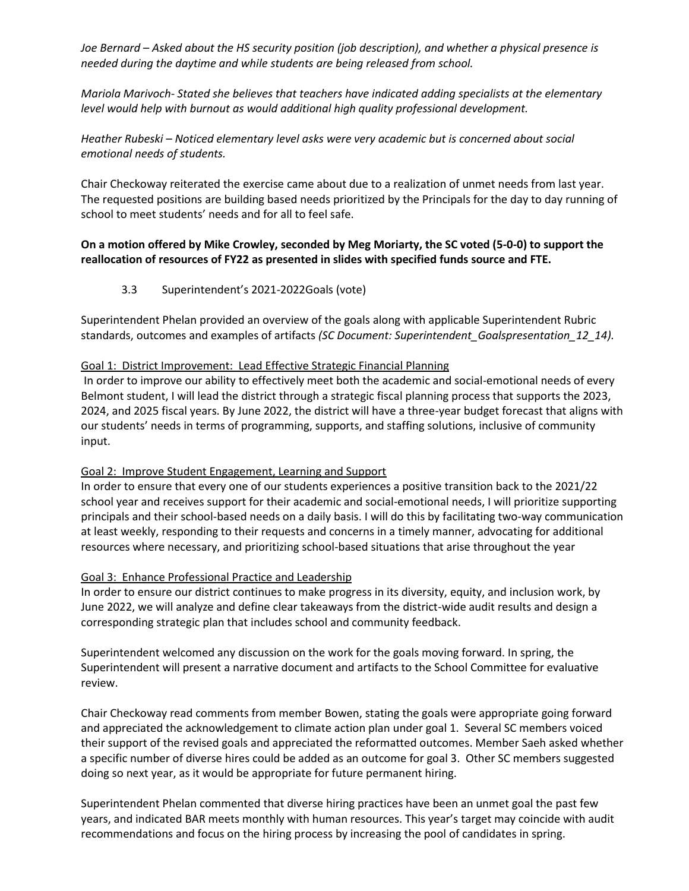*Joe Bernard – Asked about the HS security position (job description), and whether a physical presence is needed during the daytime and while students are being released from school.*

*Mariola Marivoch- Stated she believes that teachers have indicated adding specialists at the elementary level would help with burnout as would additional high quality professional development.*

*Heather Rubeski – Noticed elementary level asks were very academic but is concerned about social emotional needs of students.*

Chair Checkoway reiterated the exercise came about due to a realization of unmet needs from last year. The requested positions are building based needs prioritized by the Principals for the day to day running of school to meet students' needs and for all to feel safe.

**On a motion offered by Mike Crowley, seconded by Meg Moriarty, the SC voted (5-0-0) to support the reallocation of resources of FY22 as presented in slides with specified funds source and FTE.**

3.3 Superintendent's 2021-2022Goals (vote)

Superintendent Phelan provided an overview of the goals along with applicable Superintendent Rubric standards, outcomes and examples of artifacts *(SC Document: Superintendent_Goalspresentation_12_14).*

Goal 1: District Improvement: Lead Effective Strategic Financial Planning

In order to improve our ability to effectively meet both the academic and social-emotional needs of every Belmont student, I will lead the district through a strategic fiscal planning process that supports the 2023, 2024, and 2025 fiscal years. By June 2022, the district will have a three-year budget forecast that aligns with our students' needs in terms of programming, supports, and staffing solutions, inclusive of community input.

Goal 2: Improve Student Engagement, Learning and Support

In order to ensure that every one of our students experiences a positive transition back to the 2021/22 school year and receives support for their academic and social-emotional needs, I will prioritize supporting principals and their school-based needs on a daily basis. I will do this by facilitating two-way communication at least weekly, responding to their requests and concerns in a timely manner, advocating for additional resources where necessary, and prioritizing school-based situations that arise throughout the year

Goal 3: Enhance Professional Practice and Leadership

In order to ensure our district continues to make progress in its diversity, equity, and inclusion work, by June 2022, we will analyze and define clear takeaways from the district-wide audit results and design a corresponding strategic plan that includes school and community feedback.

Superintendent welcomed any discussion on the work for the goals moving forward. In spring, the Superintendent will present a narrative document and artifacts to the School Committee for evaluative review.

Chair Checkoway read comments from member Bowen, stating the goals were appropriate going forward and appreciated the acknowledgement to climate action plan under goal 1. Several SC members voiced their support of the revised goals and appreciated the reformatted outcomes. Member Saeh asked whether a specific number of diverse hires could be added as an outcome for goal 3. Other SC members suggested doing so next year, as it would be appropriate for future permanent hiring.

Superintendent Phelan commented that diverse hiring practices have been an unmet goal the past few years, and indicated BAR meets monthly with human resources. This year's target may coincide with audit recommendations and focus on the hiring process by increasing the pool of candidates in spring.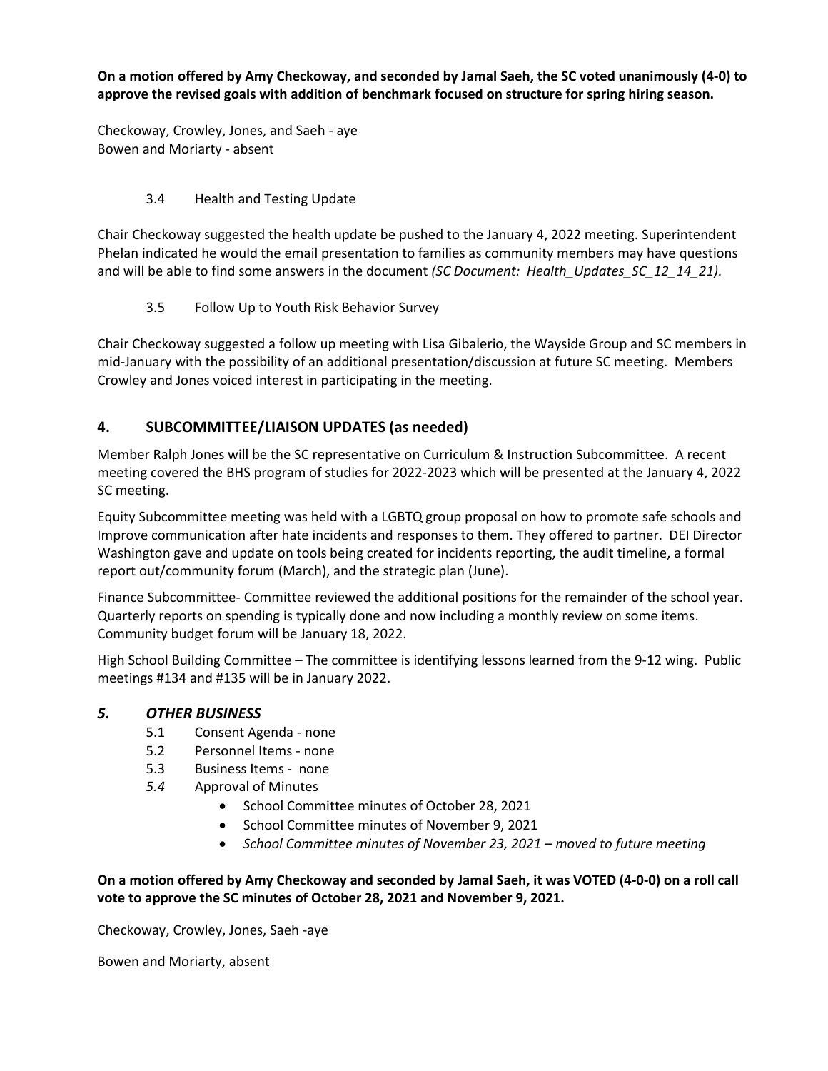**On a motion offered by Amy Checkoway, and seconded by Jamal Saeh, the SC voted unanimously (4-0) to approve the revised goals with addition of benchmark focused on structure for spring hiring season.**

Checkoway, Crowley, Jones, and Saeh - aye
Bowen and Moriarty - absent

3.4 Health and Testing Update

Chair Checkoway suggested the health update be pushed to the January 4, 2022 meeting. Superintendent Phelan indicated he would the email presentation to families as community members may have questions and will be able to find some answers in the document *(SC Document: Health_Updates_SC_12_14_21).*

3.5 Follow Up to Youth Risk Behavior Survey

Chair Checkoway suggested a follow up meeting with Lisa Gibalerio, the Wayside Group and SC members in mid-January with the possibility of an additional presentation/discussion at future SC meeting. Members Crowley and Jones voiced interest in participating in the meeting.

## 4. SUBCOMMITTEE/LIAISON UPDATES (as needed)

Member Ralph Jones will be the SC representative on Curriculum & Instruction Subcommittee. A recent meeting covered the BHS program of studies for 2022-2023 which will be presented at the January 4, 2022 SC meeting.

Equity Subcommittee meeting was held with a LGBTQ group proposal on how to promote safe schools and Improve communication after hate incidents and responses to them. They offered to partner. DEI Director Washington gave and update on tools being created for incidents reporting, the audit timeline, a formal report out/community forum (March), and the strategic plan (June).

Finance Subcommittee- Committee reviewed the additional positions for the remainder of the school year. Quarterly reports on spending is typically done and now including a monthly review on some items. Community budget forum will be January 18, 2022.

High School Building Committee – The committee is identifying lessons learned from the 9-12 wing. Public meetings #134 and #135 will be in January 2022.

## *5. OTHER BUSINESS*

5.1 Consent Agenda - none
5.2 Personnel Items - none
5.3 Business Items - none
*5.4* Approval of Minutes

- School Committee minutes of October 28, 2021
- School Committee minutes of November 9, 2021
- *School Committee minutes of November 23, 2021 – moved to future meeting*

**On a motion offered by Amy Checkoway and seconded by Jamal Saeh, it was VOTED (4-0-0) on a roll call vote to approve the SC minutes of October 28, 2021 and November 9, 2021.**

Checkoway, Crowley, Jones, Saeh -aye

Bowen and Moriarty, absent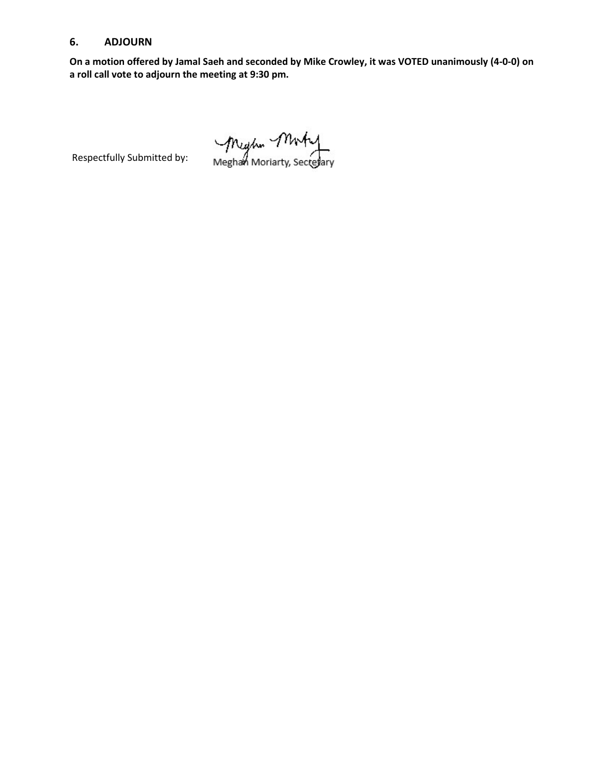## 6. ADJOURN

**On a motion offered by Jamal Saeh and seconded by Mike Crowley, it was VOTED unanimously (4-0-0) on a roll call vote to adjourn the meeting at 9:30 pm.**

Respectfully Submitted by: Meghan Moriarty, Secretary